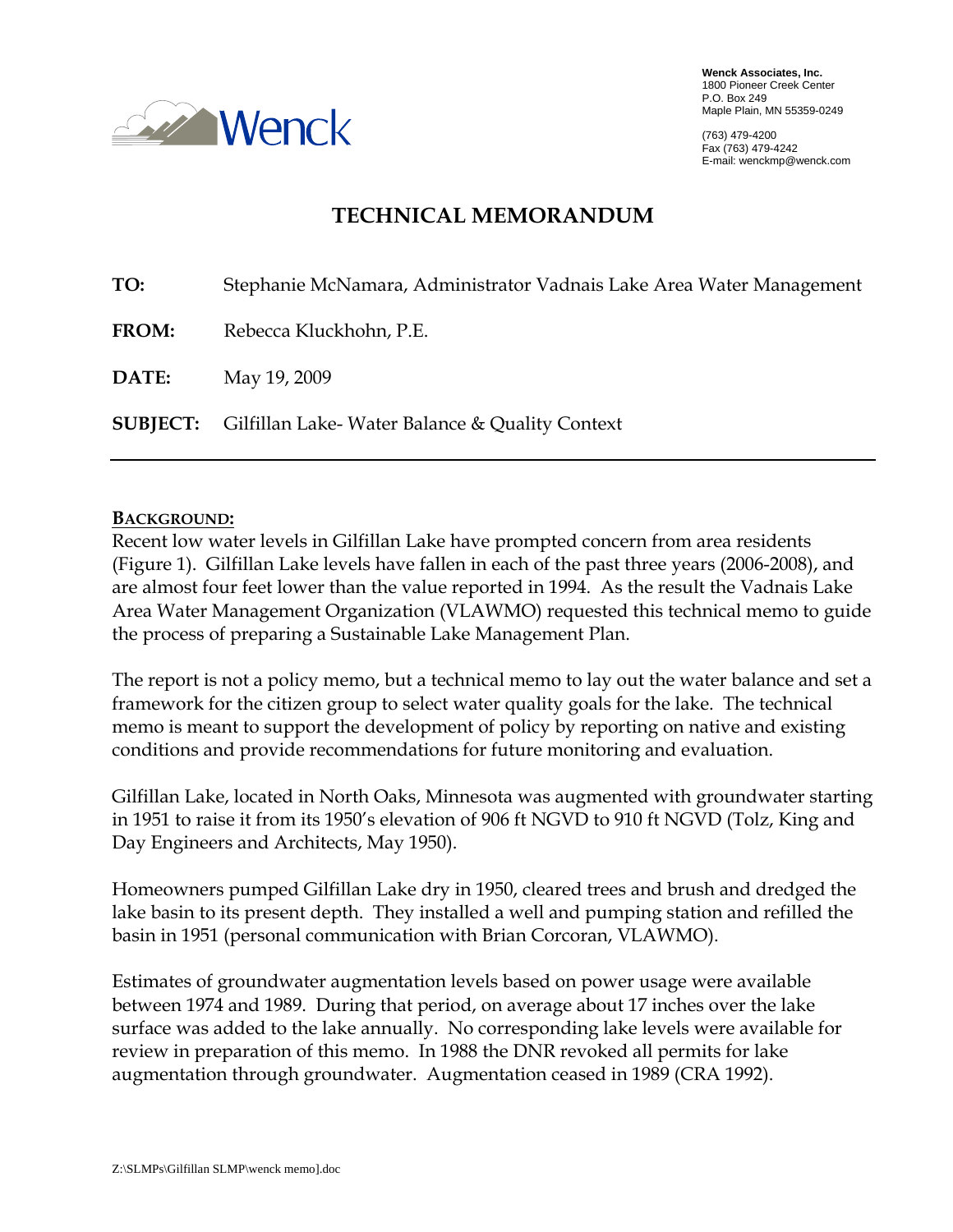Wenck

**Wenck Associates, Inc.**
1800 Pioneer Creek Center
P.O. Box 249
Maple Plain, MN 55359-0249

(763) 479-4200
Fax (763) 479-4242
E-mail: wenckmp@wenck.com

# TECHNICAL MEMORANDUM

**TO:** Stephanie McNamara, Administrator Vadnais Lake Area Water Management

**FROM:** Rebecca Kluckhohn, P.E.

**DATE:** May 19, 2009

**SUBJECT:** Gilfillan Lake- Water Balance & Quality Context

---

## BACKGROUND:

Recent low water levels in Gilfillan Lake have prompted concern from area residents (Figure 1). Gilfillan Lake levels have fallen in each of the past three years (2006-2008), and are almost four feet lower than the value reported in 1994. As the result the Vadnais Lake Area Water Management Organization (VLAWMO) requested this technical memo to guide the process of preparing a Sustainable Lake Management Plan.

The report is not a policy memo, but a technical memo to lay out the water balance and set a framework for the citizen group to select water quality goals for the lake. The technical memo is meant to support the development of policy by reporting on native and existing conditions and provide recommendations for future monitoring and evaluation.

Gilfillan Lake, located in North Oaks, Minnesota was augmented with groundwater starting in 1951 to raise it from its 1950's elevation of 906 ft NGVD to 910 ft NGVD (Tolz, King and Day Engineers and Architects, May 1950).

Homeowners pumped Gilfillan Lake dry in 1950, cleared trees and brush and dredged the lake basin to its present depth. They installed a well and pumping station and refilled the basin in 1951 (personal communication with Brian Corcoran, VLAWMO).

Estimates of groundwater augmentation levels based on power usage were available between 1974 and 1989. During that period, on average about 17 inches over the lake surface was added to the lake annually. No corresponding lake levels were available for review in preparation of this memo. In 1988 the DNR revoked all permits for lake augmentation through groundwater. Augmentation ceased in 1989 (CRA 1992).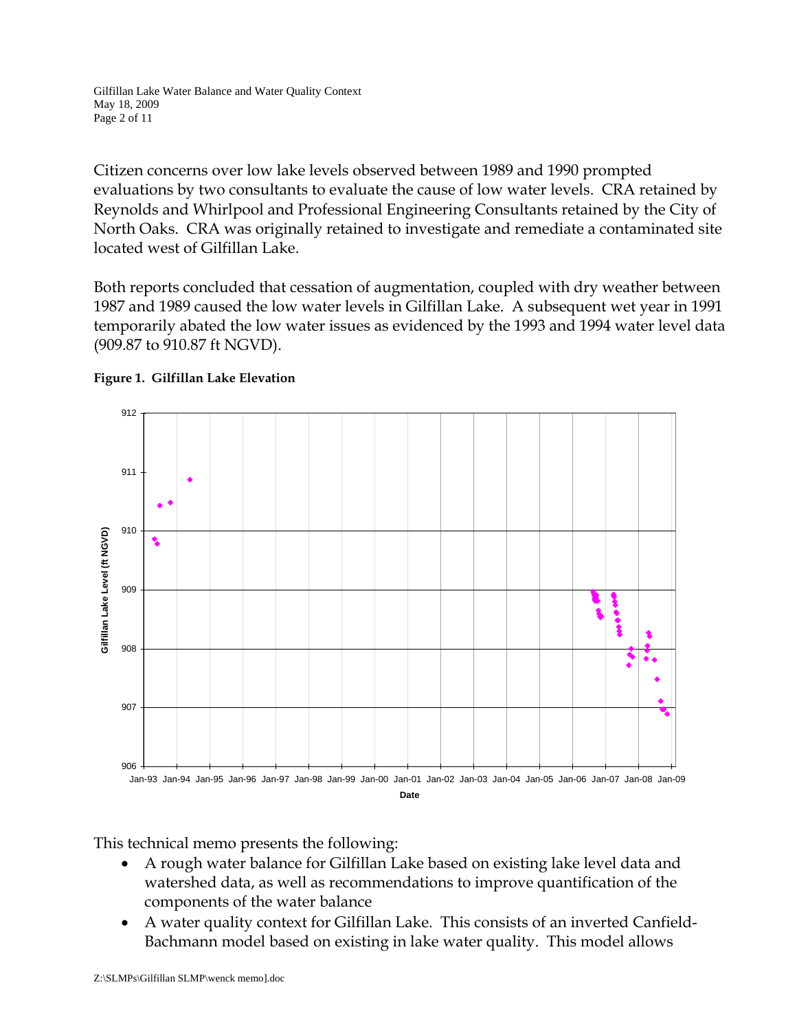Citizen concerns over low lake levels observed between 1989 and 1990 prompted evaluations by two consultants to evaluate the cause of low water levels. CRA retained by Reynolds and Whirlpool and Professional Engineering Consultants retained by the City of North Oaks. CRA was originally retained to investigate and remediate a contaminated site located west of Gilfillan Lake.

Both reports concluded that cessation of augmentation, coupled with dry weather between 1987 and 1989 caused the low water levels in Gilfillan Lake. A subsequent wet year in 1991 temporarily abated the low water issues as evidenced by the 1993 and 1994 water level data (909.87 to 910.87 ft NGVD).

**Figure 1. Gilfillan Lake Elevation**

This technical memo presents the following:

- A rough water balance for Gilfillan Lake based on existing lake level data and watershed data, as well as recommendations to improve quantification of the components of the water balance
- A water quality context for Gilfillan Lake. This consists of an inverted Canfield-Bachmann model based on existing in lake water quality. This model allows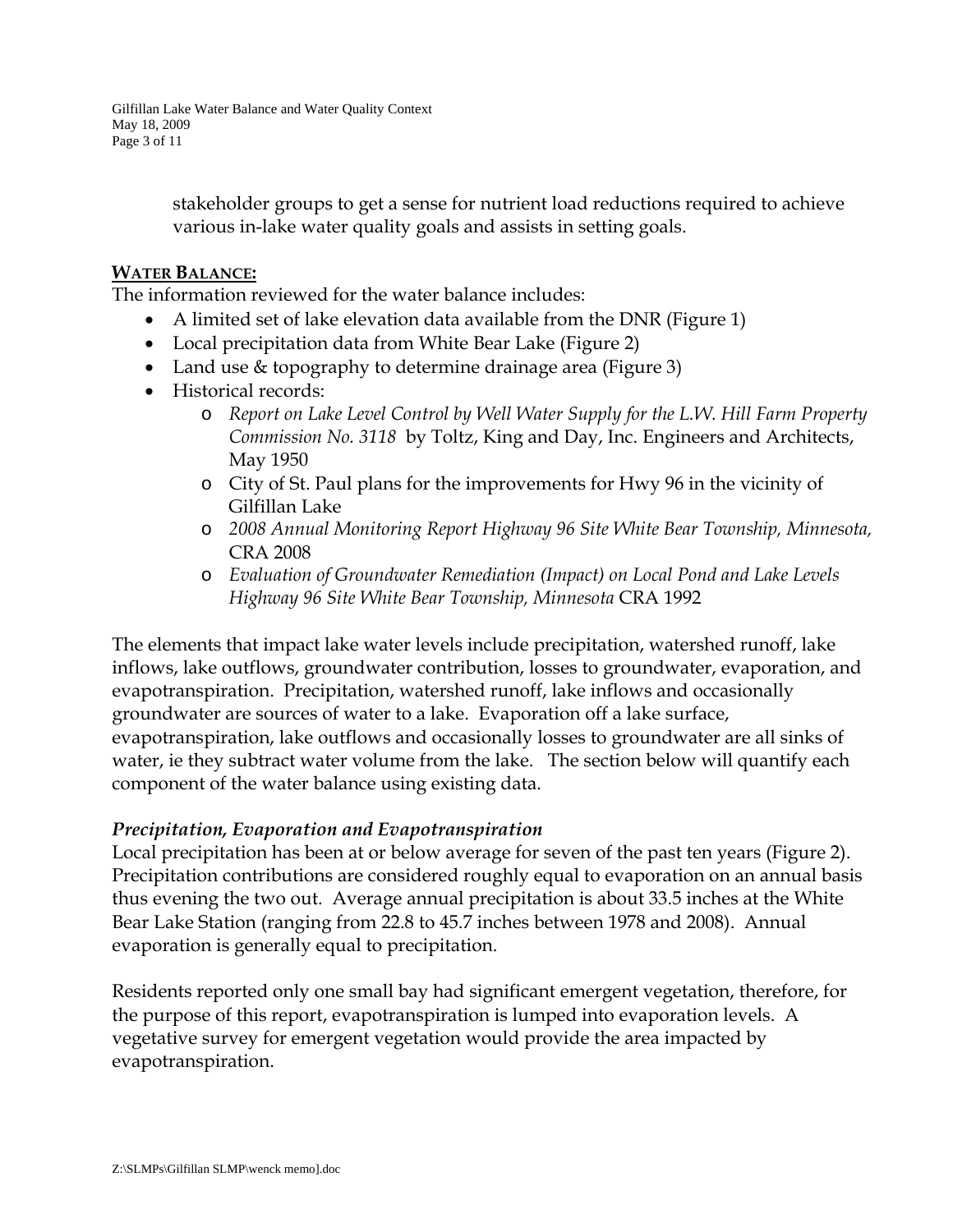stakeholder groups to get a sense for nutrient load reductions required to achieve various in-lake water quality goals and assists in setting goals.

## WATER BALANCE:

The information reviewed for the water balance includes:

- A limited set of lake elevation data available from the DNR (Figure 1)
- Local precipitation data from White Bear Lake (Figure 2)
- Land use & topography to determine drainage area (Figure 3)
- Historical records:
  - *Report on Lake Level Control by Well Water Supply for the L.W. Hill Farm Property Commission No. 3118* by Toltz, King and Day, Inc. Engineers and Architects, May 1950
  - City of St. Paul plans for the improvements for Hwy 96 in the vicinity of Gilfillan Lake
  - *2008 Annual Monitoring Report Highway 96 Site White Bear Township, Minnesota,* CRA 2008
  - *Evaluation of Groundwater Remediation (Impact) on Local Pond and Lake Levels Highway 96 Site White Bear Township, Minnesota* CRA 1992

The elements that impact lake water levels include precipitation, watershed runoff, lake inflows, lake outflows, groundwater contribution, losses to groundwater, evaporation, and evapotranspiration. Precipitation, watershed runoff, lake inflows and occasionally groundwater are sources of water to a lake. Evaporation off a lake surface, evapotranspiration, lake outflows and occasionally losses to groundwater are all sinks of water, ie they subtract water volume from the lake. The section below will quantify each component of the water balance using existing data.

### *Precipitation, Evaporation and Evapotranspiration*

Local precipitation has been at or below average for seven of the past ten years (Figure 2). Precipitation contributions are considered roughly equal to evaporation on an annual basis thus evening the two out. Average annual precipitation is about 33.5 inches at the White Bear Lake Station (ranging from 22.8 to 45.7 inches between 1978 and 2008). Annual evaporation is generally equal to precipitation.

Residents reported only one small bay had significant emergent vegetation, therefore, for the purpose of this report, evapotranspiration is lumped into evaporation levels. A vegetative survey for emergent vegetation would provide the area impacted by evapotranspiration.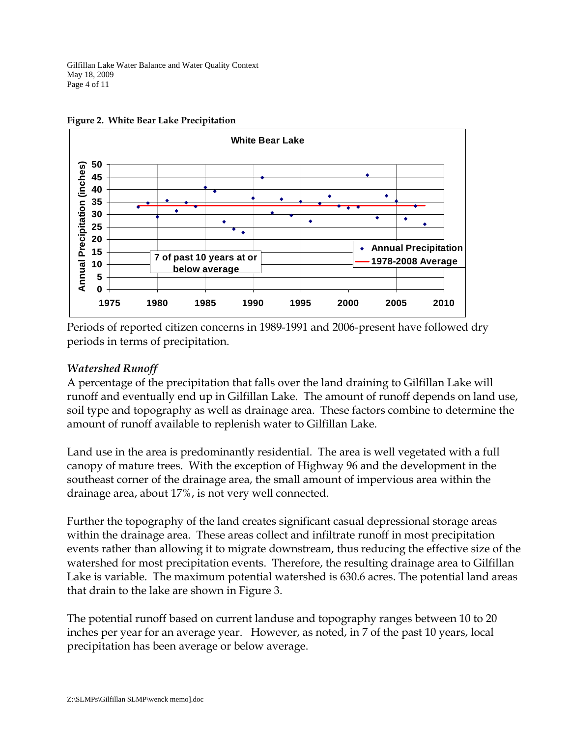**Figure 2. White Bear Lake Precipitation**

Periods of reported citizen concerns in 1989-1991 and 2006-present have followed dry periods in terms of precipitation.

### *Watershed Runoff*

A percentage of the precipitation that falls over the land draining to Gilfillan Lake will runoff and eventually end up in Gilfillan Lake. The amount of runoff depends on land use, soil type and topography as well as drainage area. These factors combine to determine the amount of runoff available to replenish water to Gilfillan Lake.

Land use in the area is predominantly residential. The area is well vegetated with a full canopy of mature trees. With the exception of Highway 96 and the development in the southeast corner of the drainage area, the small amount of impervious area within the drainage area, about 17%, is not very well connected.

Further the topography of the land creates significant casual depressional storage areas within the drainage area. These areas collect and infiltrate runoff in most precipitation events rather than allowing it to migrate downstream, thus reducing the effective size of the watershed for most precipitation events. Therefore, the resulting drainage area to Gilfillan Lake is variable. The maximum potential watershed is 630.6 acres. The potential land areas that drain to the lake are shown in Figure 3.

The potential runoff based on current landuse and topography ranges between 10 to 20 inches per year for an average year. However, as noted, in 7 of the past 10 years, local precipitation has been average or below average.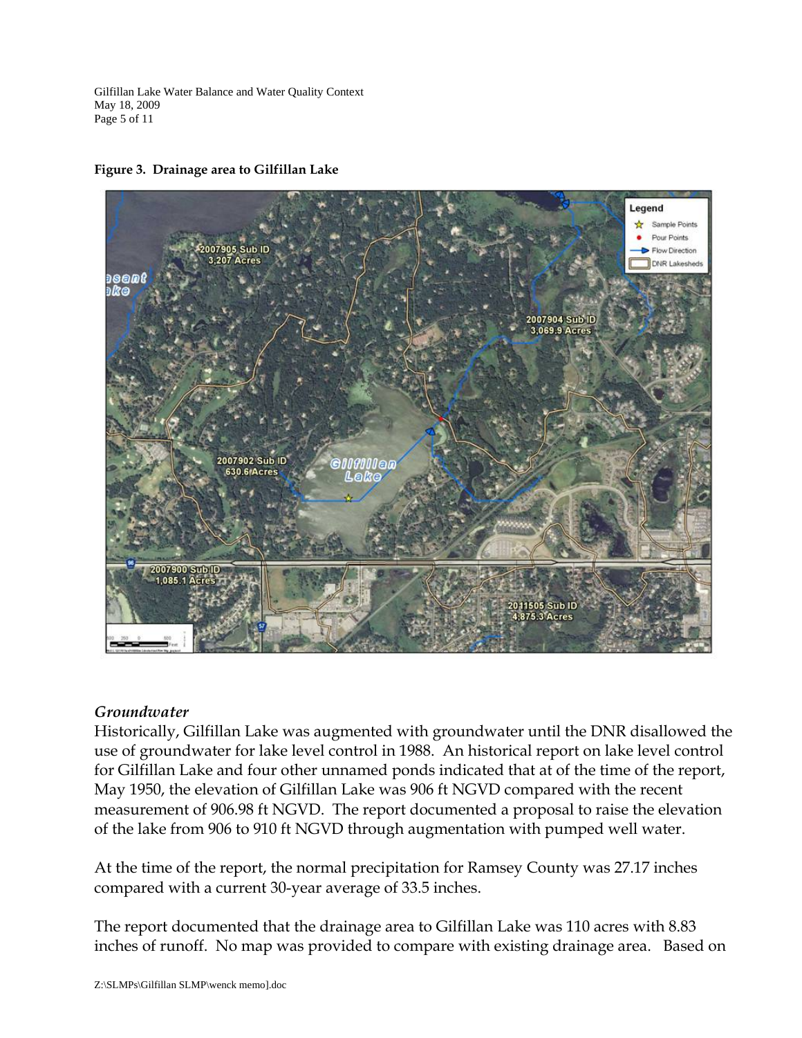**Figure 3. Drainage area to Gilfillan Lake**

### *Groundwater*

Historically, Gilfillan Lake was augmented with groundwater until the DNR disallowed the use of groundwater for lake level control in 1988. An historical report on lake level control for Gilfillan Lake and four other unnamed ponds indicated that at of the time of the report, May 1950, the elevation of Gilfillan Lake was 906 ft NGVD compared with the recent measurement of 906.98 ft NGVD. The report documented a proposal to raise the elevation of the lake from 906 to 910 ft NGVD through augmentation with pumped well water.

At the time of the report, the normal precipitation for Ramsey County was 27.17 inches compared with a current 30-year average of 33.5 inches.

The report documented that the drainage area to Gilfillan Lake was 110 acres with 8.83 inches of runoff. No map was provided to compare with existing drainage area. Based on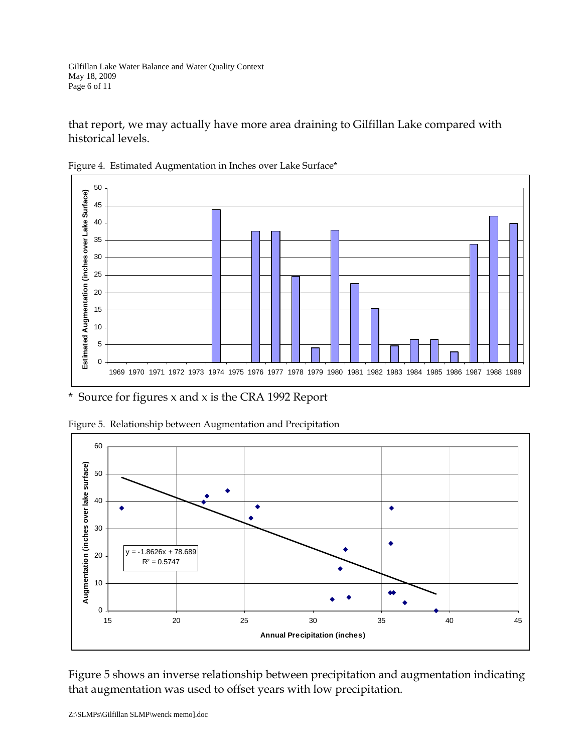that report, we may actually have more area draining to Gilfillan Lake compared with historical levels.

Figure 4. Estimated Augmentation in Inches over Lake Surface*

* Source for figures x and x is the CRA 1992 Report

Figure 5. Relationship between Augmentation and Precipitation

Figure 5 shows an inverse relationship between precipitation and augmentation indicating that augmentation was used to offset years with low precipitation.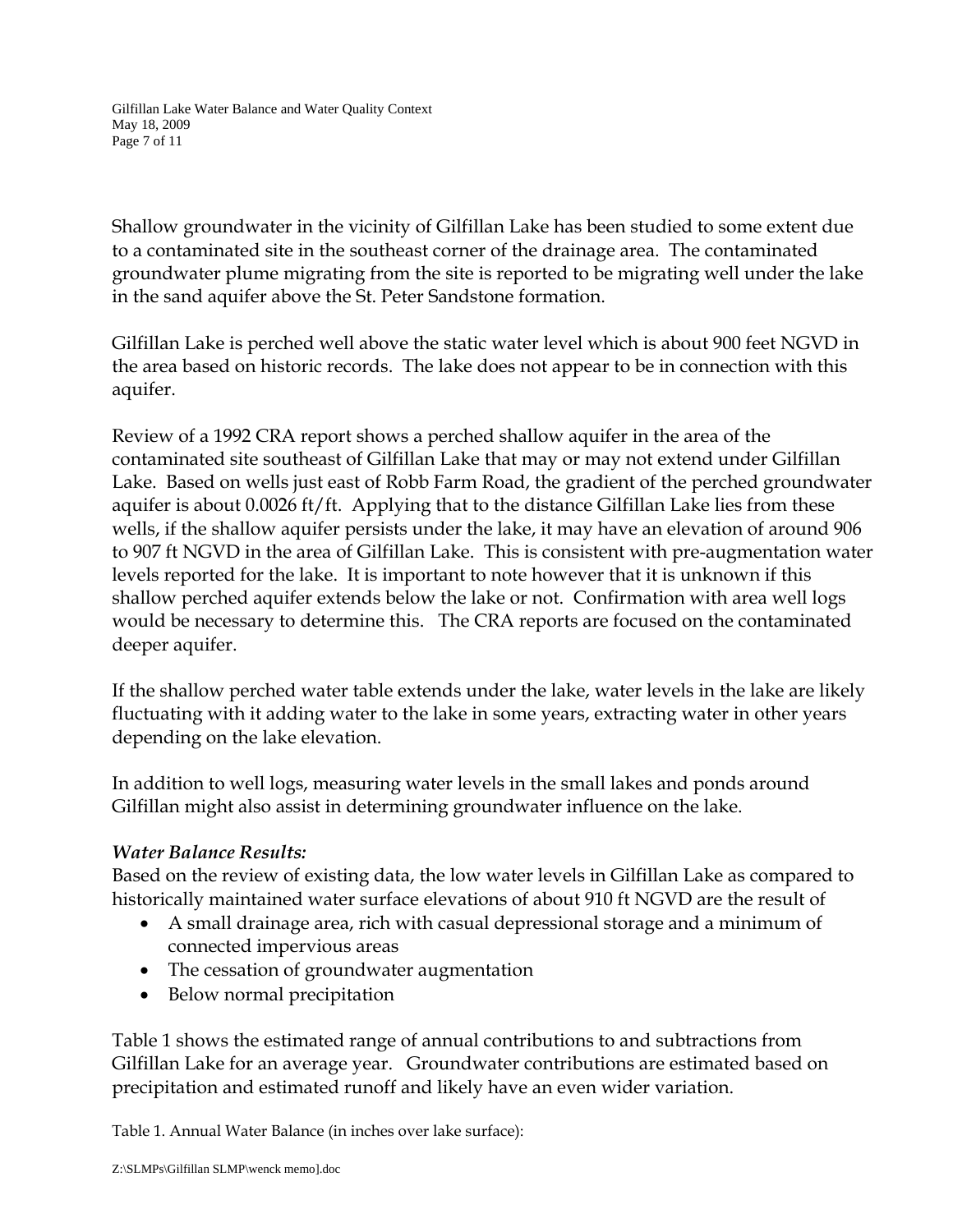Shallow groundwater in the vicinity of Gilfillan Lake has been studied to some extent due to a contaminated site in the southeast corner of the drainage area. The contaminated groundwater plume migrating from the site is reported to be migrating well under the lake in the sand aquifer above the St. Peter Sandstone formation.

Gilfillan Lake is perched well above the static water level which is about 900 feet NGVD in the area based on historic records. The lake does not appear to be in connection with this aquifer.

Review of a 1992 CRA report shows a perched shallow aquifer in the area of the contaminated site southeast of Gilfillan Lake that may or may not extend under Gilfillan Lake. Based on wells just east of Robb Farm Road, the gradient of the perched groundwater aquifer is about 0.0026 ft/ft. Applying that to the distance Gilfillan Lake lies from these wells, if the shallow aquifer persists under the lake, it may have an elevation of around 906 to 907 ft NGVD in the area of Gilfillan Lake. This is consistent with pre-augmentation water levels reported for the lake. It is important to note however that it is unknown if this shallow perched aquifer extends below the lake or not. Confirmation with area well logs would be necessary to determine this. The CRA reports are focused on the contaminated deeper aquifer.

If the shallow perched water table extends under the lake, water levels in the lake are likely fluctuating with it adding water to the lake in some years, extracting water in other years depending on the lake elevation.

In addition to well logs, measuring water levels in the small lakes and ponds around Gilfillan might also assist in determining groundwater influence on the lake.

***Water Balance Results:***

Based on the review of existing data, the low water levels in Gilfillan Lake as compared to historically maintained water surface elevations of about 910 ft NGVD are the result of

- A small drainage area, rich with casual depressional storage and a minimum of connected impervious areas
- The cessation of groundwater augmentation
- Below normal precipitation

Table 1 shows the estimated range of annual contributions to and subtractions from Gilfillan Lake for an average year. Groundwater contributions are estimated based on precipitation and estimated runoff and likely have an even wider variation.

Table 1. Annual Water Balance (in inches over lake surface):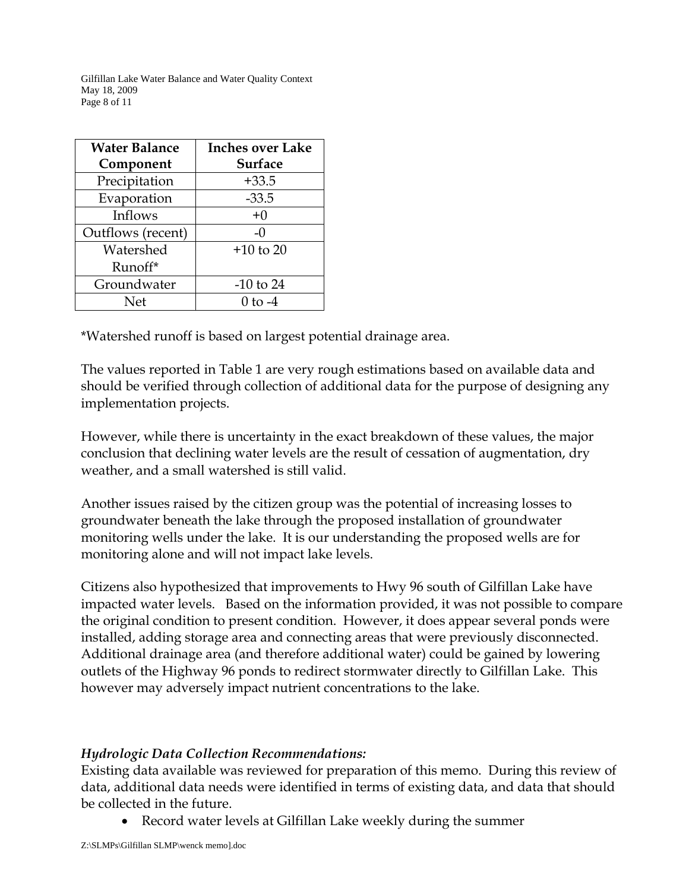| Water Balance Component | Inches over Lake Surface |
| --- | --- |
| Precipitation | +33.5 |
| Evaporation | -33.5 |
| Inflows | +0 |
| Outflows (recent) | -0 |
| Watershed Runoff* | +10 to 20 |
| Groundwater | -10 to 24 |
| Net | 0 to -4 |

*Watershed runoff is based on largest potential drainage area.

The values reported in Table 1 are very rough estimations based on available data and should be verified through collection of additional data for the purpose of designing any implementation projects.

However, while there is uncertainty in the exact breakdown of these values, the major conclusion that declining water levels are the result of cessation of augmentation, dry weather, and a small watershed is still valid.

Another issues raised by the citizen group was the potential of increasing losses to groundwater beneath the lake through the proposed installation of groundwater monitoring wells under the lake. It is our understanding the proposed wells are for monitoring alone and will not impact lake levels.

Citizens also hypothesized that improvements to Hwy 96 south of Gilfillan Lake have impacted water levels. Based on the information provided, it was not possible to compare the original condition to present condition. However, it does appear several ponds were installed, adding storage area and connecting areas that were previously disconnected. Additional drainage area (and therefore additional water) could be gained by lowering outlets of the Highway 96 ponds to redirect stormwater directly to Gilfillan Lake. This however may adversely impact nutrient concentrations to the lake.

***Hydrologic Data Collection Recommendations:***

Existing data available was reviewed for preparation of this memo. During this review of data, additional data needs were identified in terms of existing data, and data that should be collected in the future.

- Record water levels at Gilfillan Lake weekly during the summer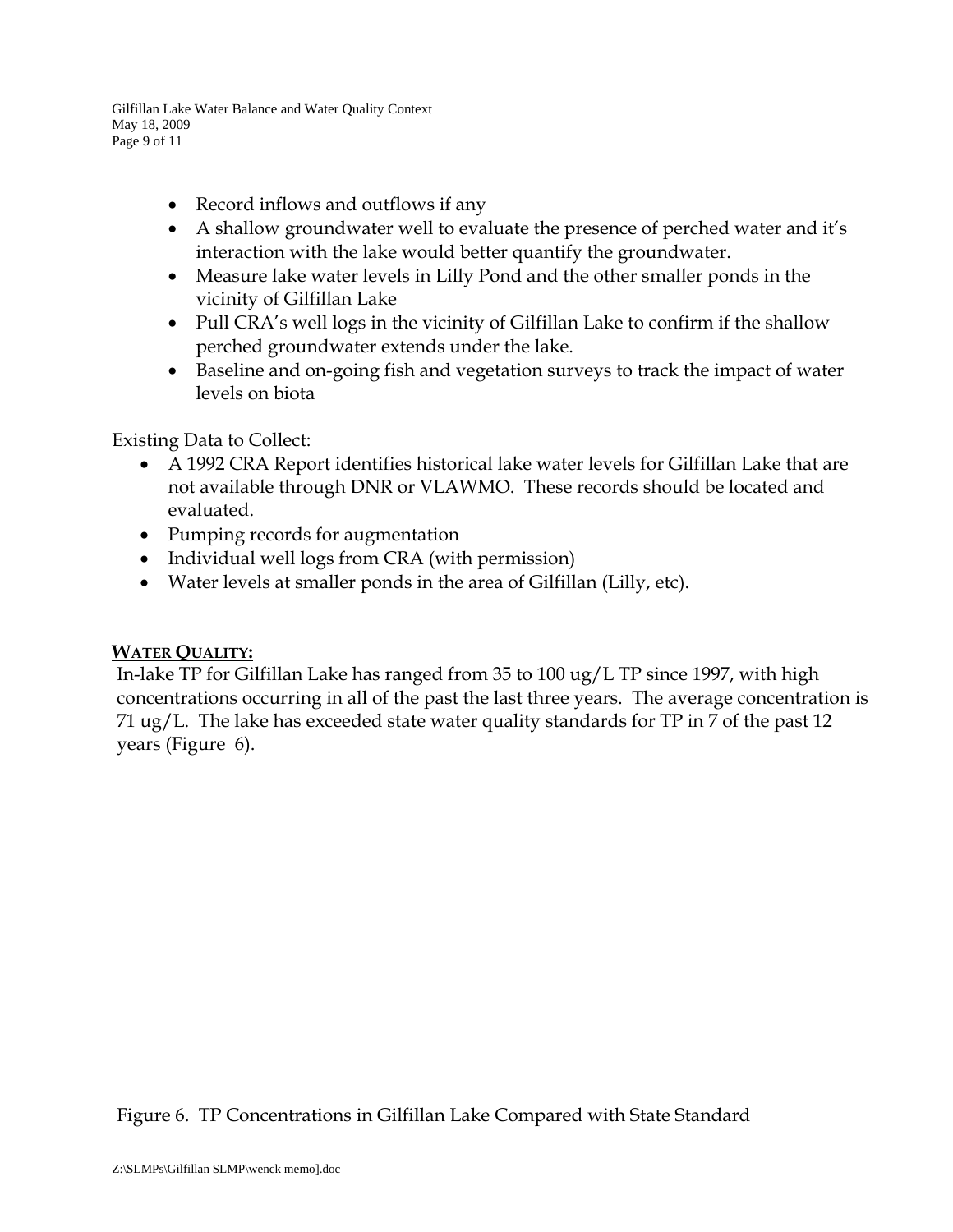- Record inflows and outflows if any
- A shallow groundwater well to evaluate the presence of perched water and it's interaction with the lake would better quantify the groundwater.
- Measure lake water levels in Lilly Pond and the other smaller ponds in the vicinity of Gilfillan Lake
- Pull CRA's well logs in the vicinity of Gilfillan Lake to confirm if the shallow perched groundwater extends under the lake.
- Baseline and on-going fish and vegetation surveys to track the impact of water levels on biota

Existing Data to Collect:

- A 1992 CRA Report identifies historical lake water levels for Gilfillan Lake that are not available through DNR or VLAWMO. These records should be located and evaluated.
- Pumping records for augmentation
- Individual well logs from CRA (with permission)
- Water levels at smaller ponds in the area of Gilfillan (Lilly, etc).

**WATER QUALITY:**

In-lake TP for Gilfillan Lake has ranged from 35 to 100 ug/L TP since 1997, with high concentrations occurring in all of the past the last three years. The average concentration is 71 ug/L. The lake has exceeded state water quality standards for TP in 7 of the past 12 years (Figure 6).

Figure 6. TP Concentrations in Gilfillan Lake Compared with State Standard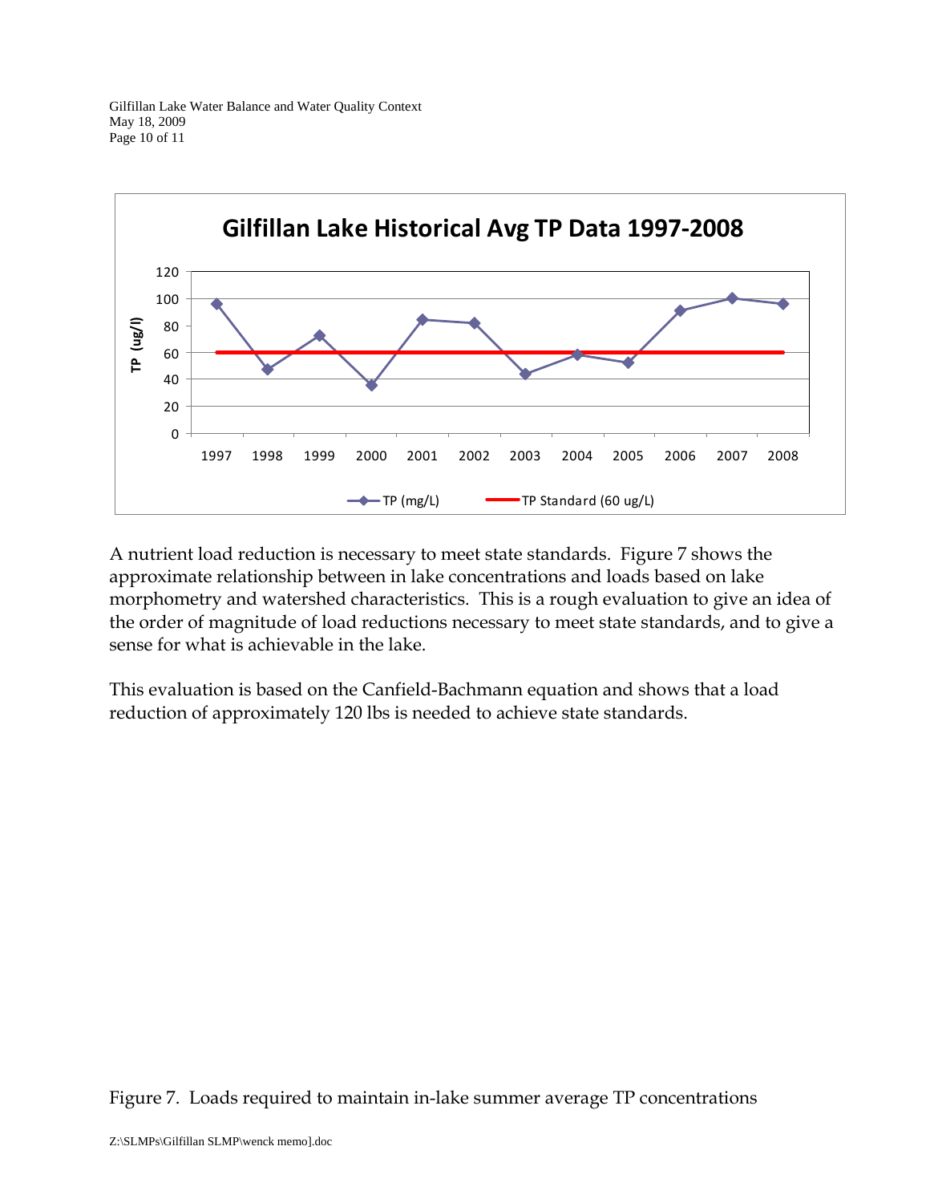**Gilfillan Lake Historical Avg TP Data 1997-2008**

A nutrient load reduction is necessary to meet state standards. Figure 7 shows the approximate relationship between in lake concentrations and loads based on lake morphometry and watershed characteristics. This is a rough evaluation to give an idea of the order of magnitude of load reductions necessary to meet state standards, and to give a sense for what is achievable in the lake.

This evaluation is based on the Canfield-Bachmann equation and shows that a load reduction of approximately 120 lbs is needed to achieve state standards.

Figure 7. Loads required to maintain in-lake summer average TP concentrations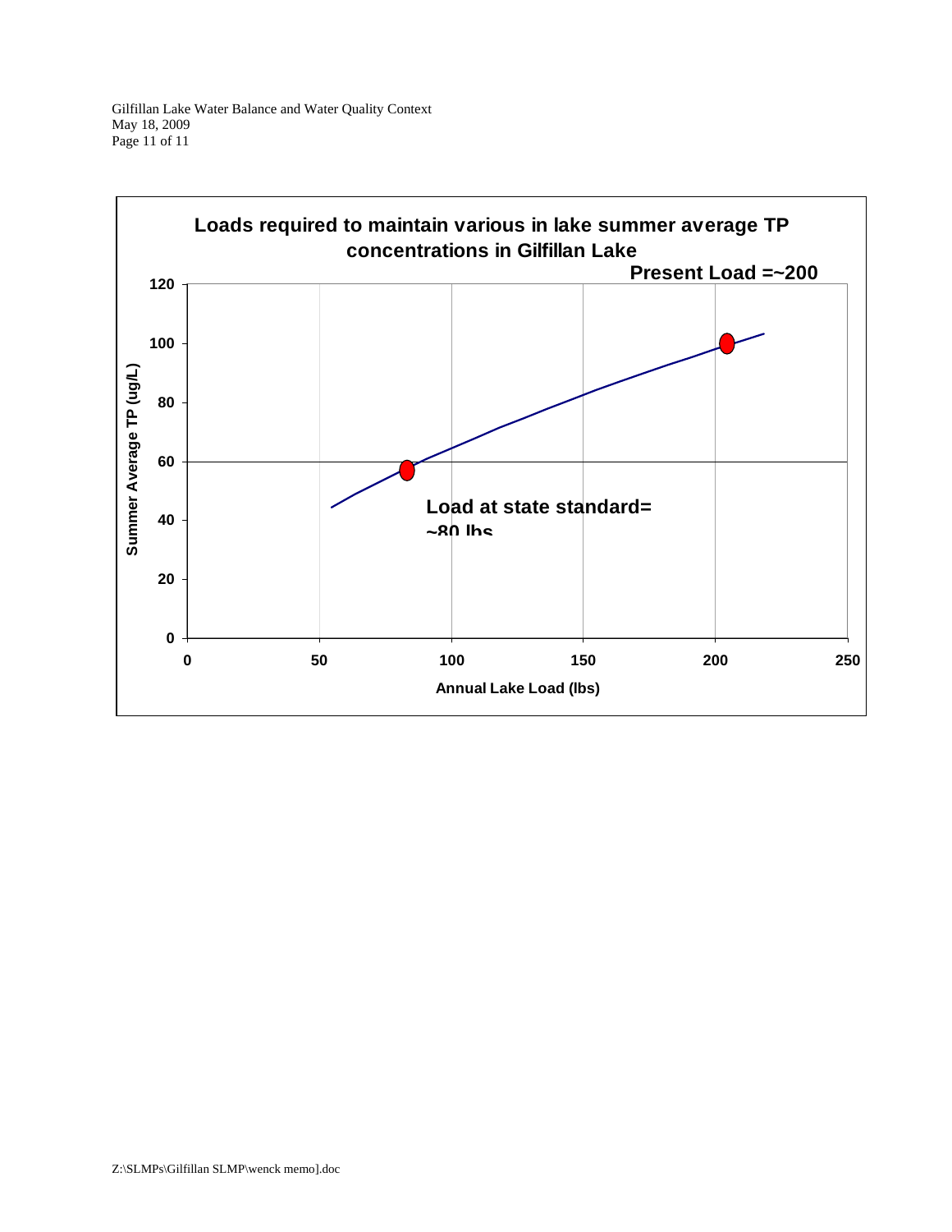Loads required to maintain various in lake summer average TP concentrations in Gilfillan Lake

Present Load =~200

Load at state standard= ~80 lbs

Summer Average TP (ug/L)

0
20
40
60
80
100
120

Annual Lake Load (lbs)

0
50
100
150
200
250

Z:\SLMPs\Gilfillan SLMP\wenck memo].doc